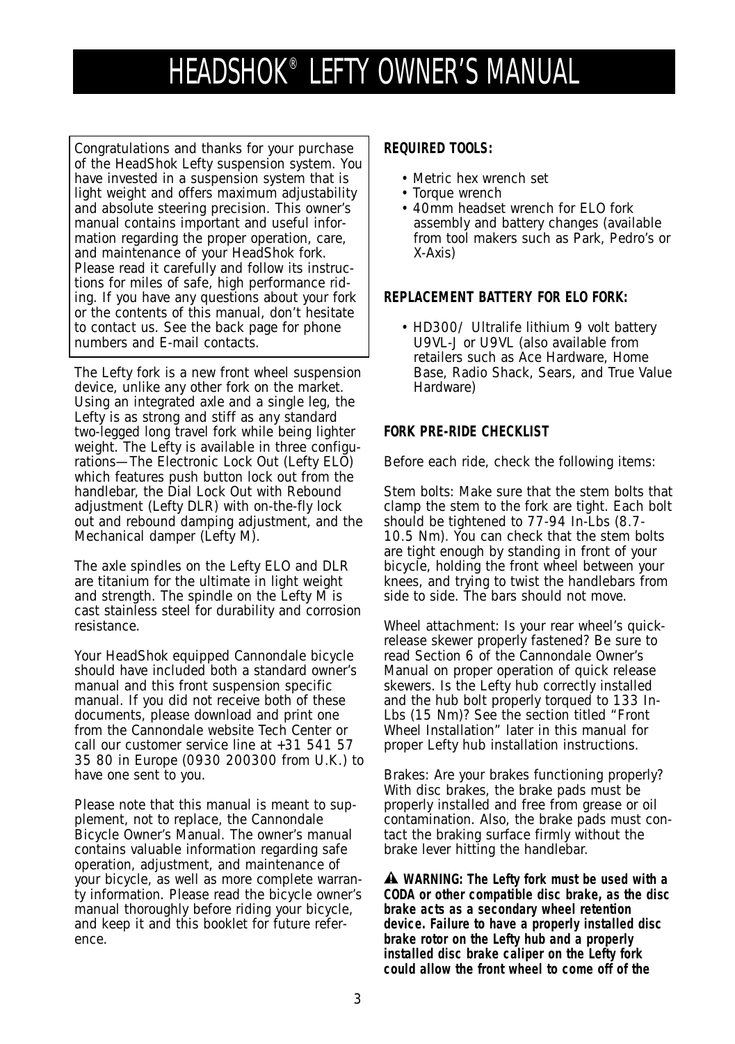# HEADSHOK® LEFTY OWNER'S MANUAL

Congratulations and thanks for your purchase of the HeadShok Lefty suspension system. You have invested in a suspension system that is light weight and offers maximum adjustability and absolute steering precision. This owner's manual contains important and useful information regarding the proper operation, care, and maintenance of your HeadShok fork. Please read it carefully and follow its instructions for miles of safe, high performance riding. If you have any questions about your fork or the contents of this manual, don't hesitate to contact us. See the back page for phone numbers and E-mail contacts.

The Lefty fork is a new front wheel suspension device, unlike any other fork on the market. Using an integrated axle and a single leg, the Lefty is as strong and stiff as any standard two-legged long travel fork while being lighter weight. The Lefty is available in three configurations—The Electronic Lock Out (Lefty ELO) which features push button lock out from the handlebar, the Dial Lock Out with Rebound adjustment (Lefty DLR) with on-the-fly lock out and rebound damping adjustment, and the Mechanical damper (Lefty M).

The axle spindles on the Lefty ELO and DLR are titanium for the ultimate in light weight and strength. The spindle on the Lefty M is cast stainless steel for durability and corrosion resistance.

Your HeadShok equipped Cannondale bicycle should have included both a standard owner's manual and this front suspension specific manual. If you did not receive both of these documents, please download and print one from the Cannondale website Tech Center or call our customer service line at +31 541 57 35 80 in Europe (0930 200300 from U.K.) to have one sent to you.

Please note that this manual is meant to supplement, not to replace, the Cannondale Bicycle Owner's Manual. The owner's manual contains valuable information regarding safe operation, adjustment, and maintenance of your bicycle, as well as more complete warranty information. Please read the bicycle owner's manual thoroughly before riding your bicycle, and keep it and this booklet for future reference.

**REQUIRED TOOLS:**

- Metric hex wrench set
- Torque wrench
- 40mm headset wrench for ELO fork assembly and battery changes (available from tool makers such as Park, Pedro's or X-Axis)

**REPLACEMENT BATTERY FOR ELO FORK:**

- HD300/ Ultralife lithium 9 volt battery U9VL-J or U9VL (also available from retailers such as Ace Hardware, Home Base, Radio Shack, Sears, and True Value Hardware)

**FORK PRE-RIDE CHECKLIST**

Before each ride, check the following items:

Stem bolts: Make sure that the stem bolts that clamp the stem to the fork are tight. Each bolt should be tightened to 77-94 In-Lbs (8.7-10.5 Nm). You can check that the stem bolts are tight enough by standing in front of your bicycle, holding the front wheel between your knees, and trying to twist the handlebars from side to side. The bars should not move.

Wheel attachment: Is your rear wheel's quick-release skewer properly fastened? Be sure to read Section 6 of the Cannondale Owner's Manual on proper operation of quick release skewers. Is the Lefty hub correctly installed and the hub bolt properly torqued to 133 In-Lbs (15 Nm)? See the section titled "Front Wheel Installation" later in this manual for proper Lefty hub installation instructions.

Brakes: Are your brakes functioning properly? With disc brakes, the brake pads must be properly installed and free from grease or oil contamination. Also, the brake pads must contact the braking surface firmly without the brake lever hitting the handlebar.

**⚠ WARNING: The Lefty fork must be used with a CODA or other compatible disc brake, as the disc brake acts as a secondary wheel retention device. Failure to have a properly installed disc brake rotor on the Lefty hub and a properly installed disc brake caliper on the Lefty fork could allow the front wheel to come off of the**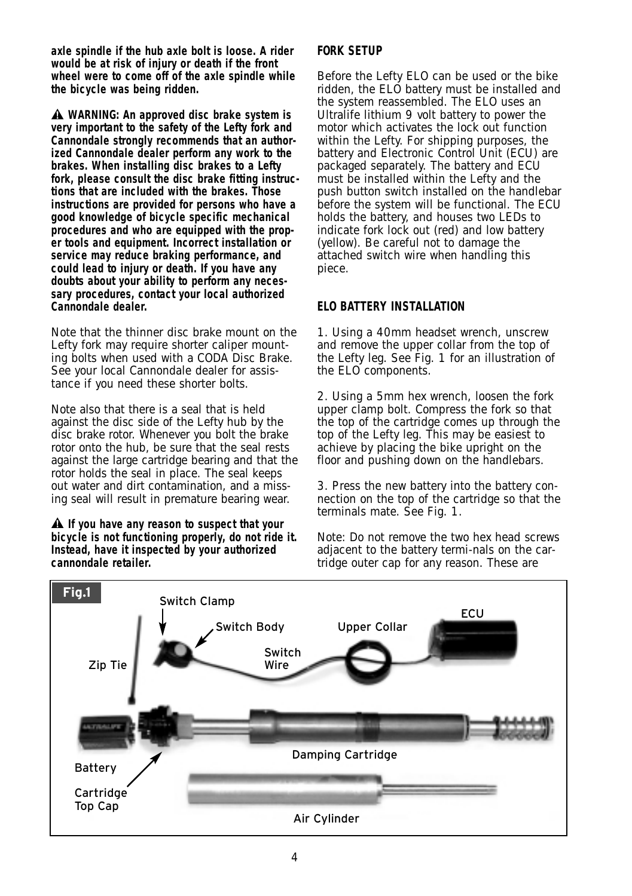**axle spindle if the hub axle bolt is loose. A rider would be at risk of injury or death if the front wheel were to come off of the axle spindle while the bicycle was being ridden.**

**⚠ WARNING: An approved disc brake system is very important to the safety of the Lefty fork and Cannondale strongly recommends that an authorized Cannondale dealer perform any work to the brakes. When installing disc brakes to a Lefty fork, please consult the disc brake fitting instructions that are included with the brakes. Those instructions are provided for persons who have a good knowledge of bicycle specific mechanical procedures and who are equipped with the proper tools and equipment. Incorrect installation or service may reduce braking performance, and could lead to injury or death. If you have any doubts about your ability to perform any necessary procedures, contact your local authorized Cannondale dealer.**

Note that the thinner disc brake mount on the Lefty fork may require shorter caliper mounting bolts when used with a CODA Disc Brake. See your local Cannondale dealer for assistance if you need these shorter bolts.

Note also that there is a seal that is held against the disc side of the Lefty hub by the disc brake rotor. Whenever you bolt the brake rotor onto the hub, be sure that the seal rests against the large cartridge bearing and that the rotor holds the seal in place. The seal keeps out water and dirt contamination, and a missing seal will result in premature bearing wear.

**⚠ If you have any reason to suspect that your bicycle is not functioning properly, do not ride it. Instead, have it inspected by your authorized cannondale retailer.**

## FORK SETUP

Before the Lefty ELO can be used or the bike ridden, the ELO battery must be installed and the system reassembled. The ELO uses an Ultralife lithium 9 volt battery to power the motor which activates the lock out function within the Lefty. For shipping purposes, the battery and Electronic Control Unit (ECU) are packaged separately. The battery and ECU must be installed within the Lefty and the push button switch installed on the handlebar before the system will be functional. The ECU holds the battery, and houses two LEDs to indicate fork lock out (red) and low battery (yellow). Be careful not to damage the attached switch wire when handling this piece.

## ELO BATTERY INSTALLATION

1. Using a 40mm headset wrench, unscrew and remove the upper collar from the top of the Lefty leg. See Fig. 1 for an illustration of the ELO components.

2. Using a 5mm hex wrench, loosen the fork upper clamp bolt. Compress the fork so that the top of the cartridge comes up through the top of the Lefty leg. This may be easiest to achieve by placing the bike upright on the floor and pushing down on the handlebars.

3. Press the new battery into the battery connection on the top of the cartridge so that the terminals mate. See Fig. 1.

Note: Do not remove the two hex head screws adjacent to the battery termi-nals on the cartridge outer cap for any reason. These are

**Fig.1**

Switch Clamp, Switch Body, Switch Wire, Upper Collar, ECU, Zip Tie, Battery, Cartridge Top Cap, Damping Cartridge, Air Cylinder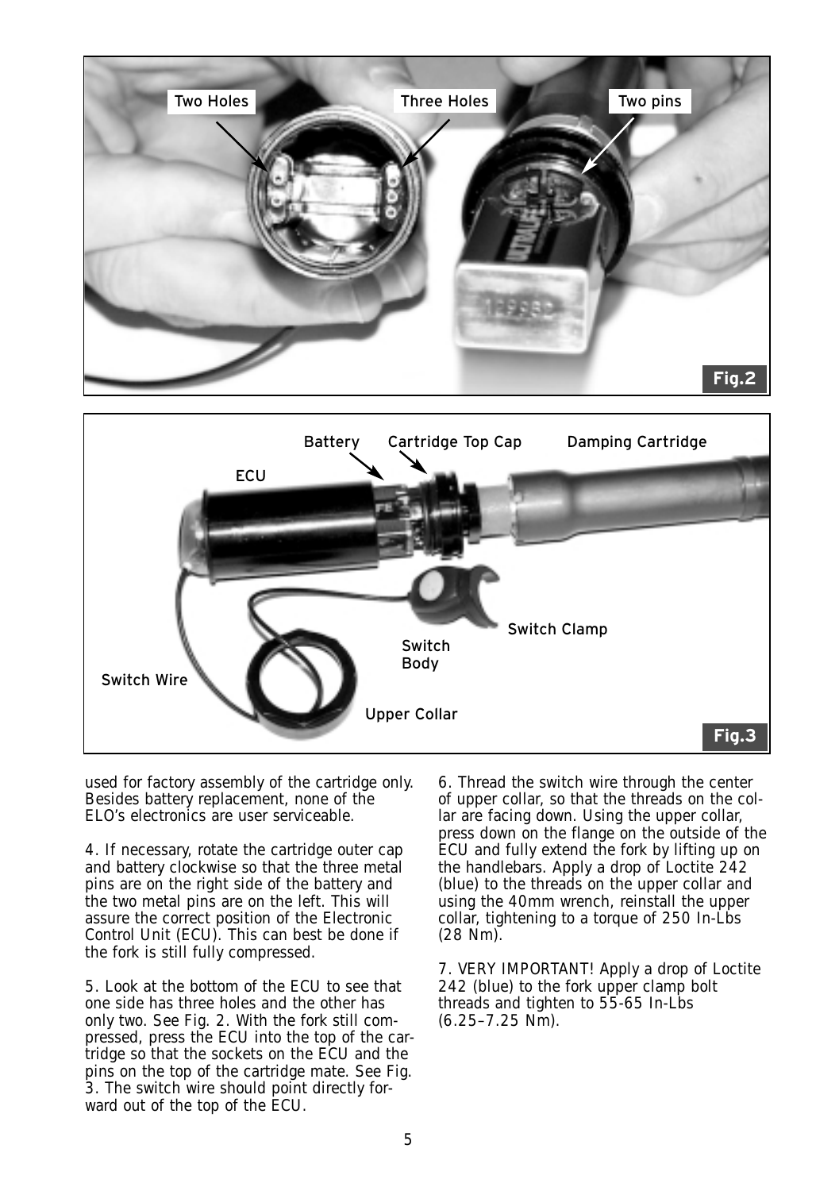Fig.2

Fig.3

used for factory assembly of the cartridge only. Besides battery replacement, none of the ELO's electronics are user serviceable.

4. If necessary, rotate the cartridge outer cap and battery clockwise so that the three metal pins are on the right side of the battery and the two metal pins are on the left. This will assure the correct position of the Electronic Control Unit (ECU). This can best be done if the fork is still fully compressed.

5. Look at the bottom of the ECU to see that one side has three holes and the other has only two. See Fig. 2. With the fork still compressed, press the ECU into the top of the cartridge so that the sockets on the ECU and the pins on the top of the cartridge mate. See Fig. 3. The switch wire should point directly forward out of the top of the ECU.

6. Thread the switch wire through the center of upper collar, so that the threads on the collar are facing down. Using the upper collar, press down on the flange on the outside of the ECU and fully extend the fork by lifting up on the handlebars. Apply a drop of Loctite 242 (blue) to the threads on the upper collar and using the 40mm wrench, reinstall the upper collar, tightening to a torque of 250 In-Lbs (28 Nm).

7. VERY IMPORTANT! Apply a drop of Loctite 242 (blue) to the fork upper clamp bolt threads and tighten to 55-65 In-Lbs (6.25–7.25 Nm).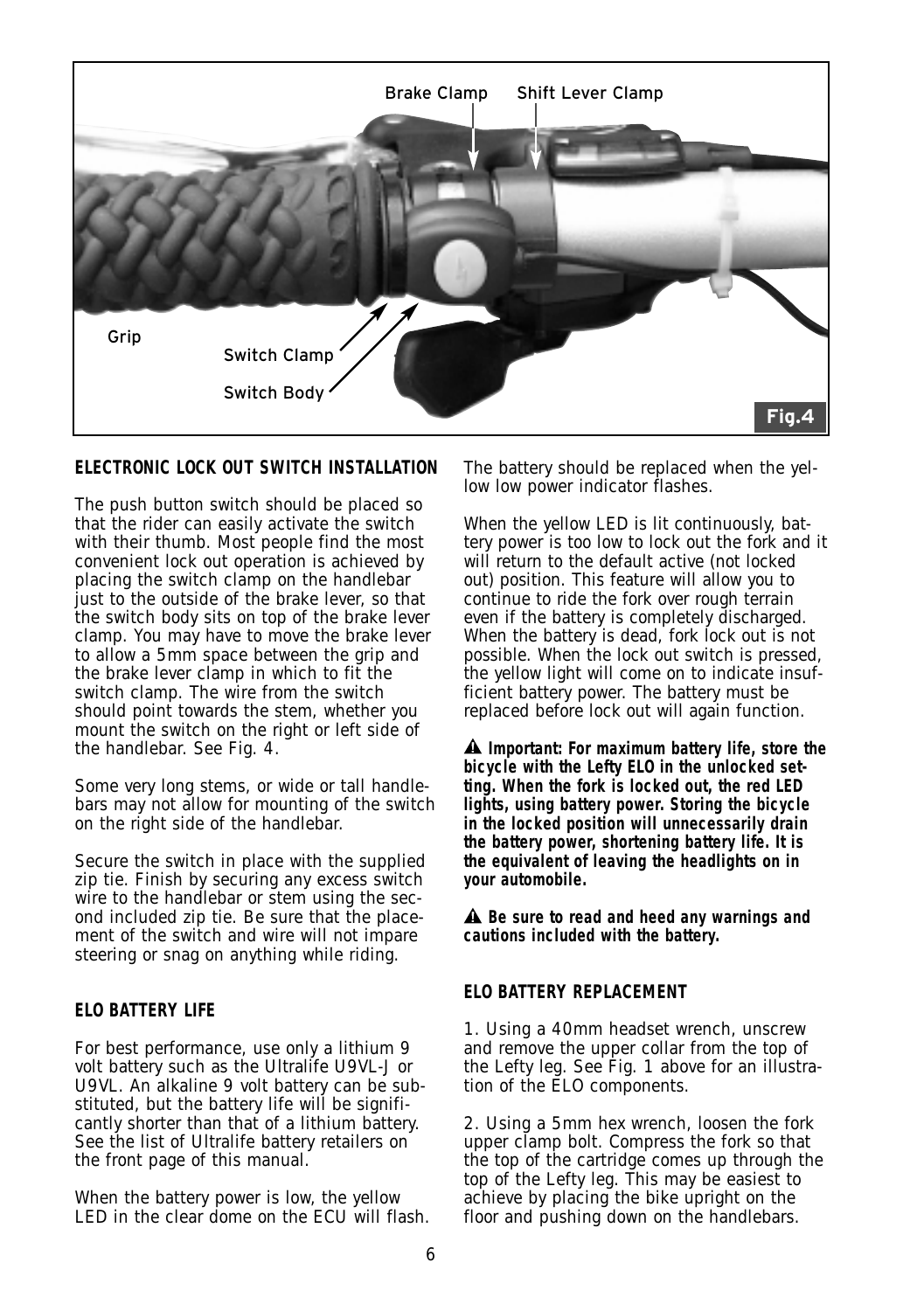Brake Clamp Shift Lever Clamp

Grip

Switch Clamp

Switch Body

Fig.4

### ELECTRONIC LOCK OUT SWITCH INSTALLATION

The push button switch should be placed so that the rider can easily activate the switch with their thumb. Most people find the most convenient lock out operation is achieved by placing the switch clamp on the handlebar just to the outside of the brake lever, so that the switch body sits on top of the brake lever clamp. You may have to move the brake lever to allow a 5mm space between the grip and the brake lever clamp in which to fit the switch clamp. The wire from the switch should point towards the stem, whether you mount the switch on the right or left side of the handlebar. See Fig. 4.

Some very long stems, or wide or tall handlebars may not allow for mounting of the switch on the right side of the handlebar.

Secure the switch in place with the supplied zip tie. Finish by securing any excess switch wire to the handlebar or stem using the second included zip tie. Be sure that the placement of the switch and wire will not impare steering or snag on anything while riding.

### ELO BATTERY LIFE

For best performance, use only a lithium 9 volt battery such as the Ultralife U9VL-J or U9VL. An alkaline 9 volt battery can be substituted, but the battery life will be significantly shorter than that of a lithium battery. See the list of Ultralife battery retailers on the front page of this manual.

When the battery power is low, the yellow LED in the clear dome on the ECU will flash. The battery should be replaced when the yellow low power indicator flashes.

When the yellow LED is lit continuously, battery power is too low to lock out the fork and it will return to the default active (not locked out) position. This feature will allow you to continue to ride the fork over rough terrain even if the battery is completely discharged. When the battery is dead, fork lock out is not possible. When the lock out switch is pressed, the yellow light will come on to indicate insufficient battery power. The battery must be replaced before lock out will again function.

**⚠ Important: For maximum battery life, store the bicycle with the Lefty ELO in the unlocked setting. When the fork is locked out, the red LED lights, using battery power. Storing the bicycle in the locked position will unnecessarily drain the battery power, shortening battery life. It is the equivalent of leaving the headlights on in your automobile.**

**⚠ Be sure to read and heed any warnings and cautions included with the battery.**

### ELO BATTERY REPLACEMENT

1. Using a 40mm headset wrench, unscrew and remove the upper collar from the top of the Lefty leg. See Fig. 1 above for an illustration of the ELO components.

2. Using a 5mm hex wrench, loosen the fork upper clamp bolt. Compress the fork so that the top of the cartridge comes up through the top of the Lefty leg. This may be easiest to achieve by placing the bike upright on the floor and pushing down on the handlebars.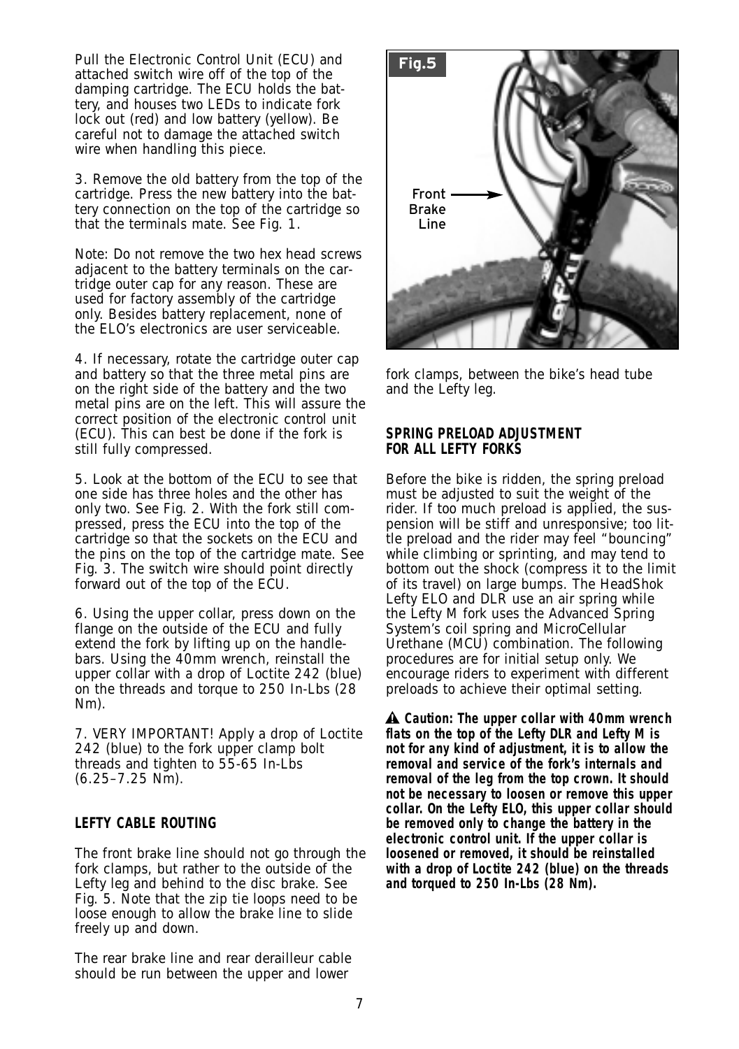Pull the Electronic Control Unit (ECU) and attached switch wire off of the top of the damping cartridge. The ECU holds the battery, and houses two LEDs to indicate fork lock out (red) and low battery (yellow). Be careful not to damage the attached switch wire when handling this piece.

3. Remove the old battery from the top of the cartridge. Press the new battery into the battery connection on the top of the cartridge so that the terminals mate. See Fig. 1.

Note: Do not remove the two hex head screws adjacent to the battery terminals on the cartridge outer cap for any reason. These are used for factory assembly of the cartridge only. Besides battery replacement, none of the ELO's electronics are user serviceable.

4. If necessary, rotate the cartridge outer cap and battery so that the three metal pins are on the right side of the battery and the two metal pins are on the left. This will assure the correct position of the electronic control unit (ECU). This can best be done if the fork is still fully compressed.

5. Look at the bottom of the ECU to see that one side has three holes and the other has only two. See Fig. 2. With the fork still compressed, press the ECU into the top of the cartridge so that the sockets on the ECU and the pins on the top of the cartridge mate. See Fig. 3. The switch wire should point directly forward out of the top of the ECU.

6. Using the upper collar, press down on the flange on the outside of the ECU and fully extend the fork by lifting up on the handlebars. Using the 40mm wrench, reinstall the upper collar with a drop of Loctite 242 (blue) on the threads and torque to 250 In-Lbs (28 Nm).

7. VERY IMPORTANT! Apply a drop of Loctite 242 (blue) to the fork upper clamp bolt threads and tighten to 55-65 In-Lbs (6.25–7.25 Nm).

### LEFTY CABLE ROUTING

The front brake line should not go through the fork clamps, but rather to the outside of the Lefty leg and behind to the disc brake. See Fig. 5. Note that the zip tie loops need to be loose enough to allow the brake line to slide freely up and down.

The rear brake line and rear derailleur cable should be run between the upper and lower fork clamps, between the bike's head tube and the Lefty leg.

**Fig.5**

Front Brake Line

### SPRING PRELOAD ADJUSTMENT FOR ALL LEFTY FORKS

Before the bike is ridden, the spring preload must be adjusted to suit the weight of the rider. If too much preload is applied, the suspension will be stiff and unresponsive; too little preload and the rider may feel "bouncing" while climbing or sprinting, and may tend to bottom out the shock (compress it to the limit of its travel) on large bumps. The HeadShok Lefty ELO and DLR use an air spring while the Lefty M fork uses the Advanced Spring System's coil spring and MicroCellular Urethane (MCU) combination. The following procedures are for initial setup only. We encourage riders to experiment with different preloads to achieve their optimal setting.

**⚠ Caution: The upper collar with 40mm wrench flats on the top of the Lefty DLR and Lefty M is not for any kind of adjustment, it is to allow the removal and service of the fork's internals and removal of the leg from the top crown. It should not be necessary to loosen or remove this upper collar. On the Lefty ELO, this upper collar should be removed only to change the battery in the electronic control unit. If the upper collar is loosened or removed, it should be reinstalled with a drop of Loctite 242 (blue) on the threads and torqued to 250 In-Lbs (28 Nm).**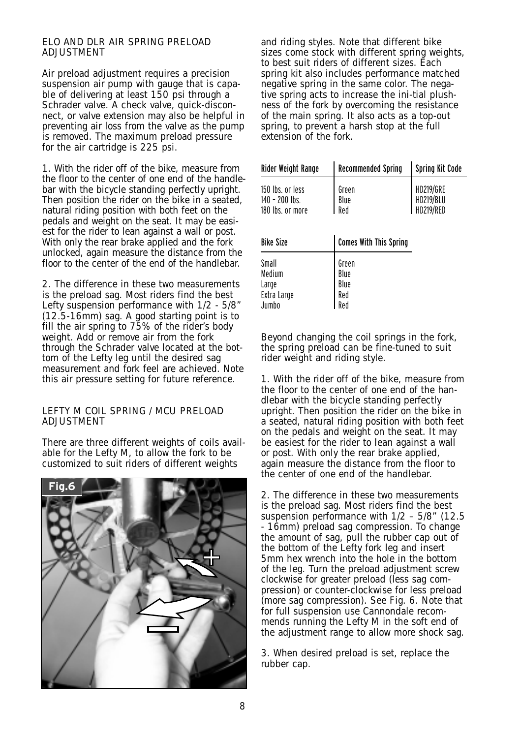## ELO AND DLR AIR SPRING PRELOAD ADJUSTMENT

Air preload adjustment requires a precision suspension air pump with gauge that is capable of delivering at least 150 psi through a Schrader valve. A check valve, quick-disconnect, or valve extension may also be helpful in preventing air loss from the valve as the pump is removed. The maximum preload pressure for the air cartridge is 225 psi.

1. With the rider off of the bike, measure from the floor to the center of one end of the handlebar with the bicycle standing perfectly upright. Then position the rider on the bike in a seated, natural riding position with both feet on the pedals and weight on the seat. It may be easiest for the rider to lean against a wall or post. With only the rear brake applied and the fork unlocked, again measure the distance from the floor to the center of the end of the handlebar.

2. The difference in these two measurements is the preload sag. Most riders find the best Lefty suspension performance with 1/2 - 5/8" (12.5-16mm) sag. A good starting point is to fill the air spring to 75% of the rider's body weight. Add or remove air from the fork through the Schrader valve located at the bottom of the Lefty leg until the desired sag measurement and fork feel are achieved. Note this air pressure setting for future reference.

## LEFTY M COIL SPRING / MCU PRELOAD ADJUSTMENT

There are three different weights of coils available for the Lefty M, to allow the fork to be customized to suit riders of different weights and riding styles. Note that different bike sizes come stock with different spring weights, to best suit riders of different sizes. Each spring kit also includes performance matched negative spring in the same color. The negative spring acts to increase the ini-tial plushness of the fork by overcoming the resistance of the main spring. It also acts as a top-out spring, to prevent a harsh stop at the full extension of the fork.

| Rider Weight Range | Recommended Spring | Spring Kit Code |
|---|---|---|
| 150 lbs. or less | Green | HD219/GRE |
| 140 - 200 lbs. | Blue | HD219/BLU |
| 180 lbs. or more | Red | HD219/RED |

| Bike Size | Comes With This Spring |
|---|---|
| Small | Green |
| Medium | Blue |
| Large | Blue |
| Extra Large | Red |
| Jumbo | Red |

Beyond changing the coil springs in the fork, the spring preload can be fine-tuned to suit rider weight and riding style.

1. With the rider off of the bike, measure from the floor to the center of one end of the handlebar with the bicycle standing perfectly upright. Then position the rider on the bike in a seated, natural riding position with both feet on the pedals and weight on the seat. It may be easiest for the rider to lean against a wall or post. With only the rear brake applied, again measure the distance from the floor to the center of one end of the handlebar.

2. The difference in these two measurements is the preload sag. Most riders find the best suspension performance with 1/2 – 5/8" (12.5 - 16mm) preload sag compression. To change the amount of sag, pull the rubber cap out of the bottom of the Lefty fork leg and insert 5mm hex wrench into the hole in the bottom of the leg. Turn the preload adjustment screw clockwise for greater preload (less sag compression) or counter-clockwise for less preload (more sag compression). See Fig. 6. Note that for full suspension use Cannondale recommends running the Lefty M in the soft end of the adjustment range to allow more shock sag.

3. When desired preload is set, replace the rubber cap.

Fig.6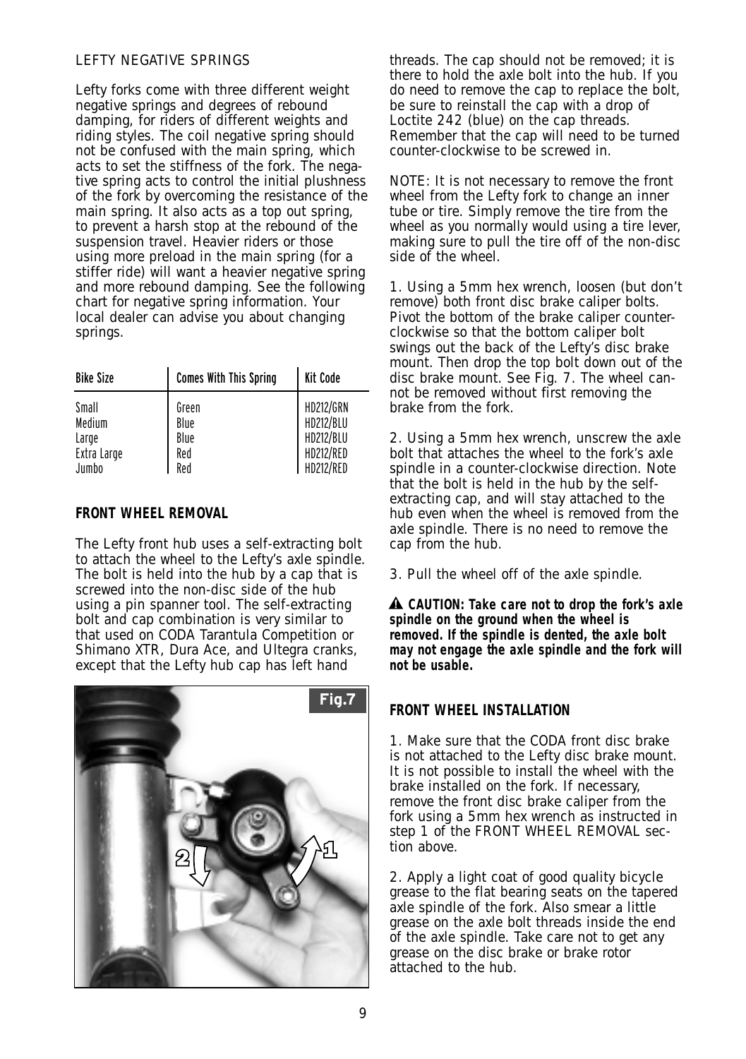LEFTY NEGATIVE SPRINGS

Lefty forks come with three different weight negative springs and degrees of rebound damping, for riders of different weights and riding styles. The coil negative spring should not be confused with the main spring, which acts to set the stiffness of the fork. The negative spring acts to control the initial plushness of the fork by overcoming the resistance of the main spring. It also acts as a top out spring, to prevent a harsh stop at the rebound of the suspension travel. Heavier riders or those using more preload in the main spring (for a stiffer ride) will want a heavier negative spring and more rebound damping. See the following chart for negative spring information. Your local dealer can advise you about changing springs.

| Bike Size | Comes With This Spring | Kit Code |
|---|---|---|
| Small | Green | HD212/GRN |
| Medium | Blue | HD212/BLU |
| Large | Blue | HD212/BLU |
| Extra Large | Red | HD212/RED |
| Jumbo | Red | HD212/RED |

**FRONT WHEEL REMOVAL**

The Lefty front hub uses a self-extracting bolt to attach the wheel to the Lefty's axle spindle. The bolt is held into the hub by a cap that is screwed into the non-disc side of the hub using a pin spanner tool. The self-extracting bolt and cap combination is very similar to that used on CODA Tarantula Competition or Shimano XTR, Dura Ace, and Ultegra cranks, except that the Lefty hub cap has left hand threads. The cap should not be removed; it is there to hold the axle bolt into the hub. If you do need to remove the cap to replace the bolt, be sure to reinstall the cap with a drop of Loctite 242 (blue) on the cap threads. Remember that the cap will need to be turned counter-clockwise to be screwed in.

Fig.7

NOTE: It is not necessary to remove the front wheel from the Lefty fork to change an inner tube or tire. Simply remove the tire from the wheel as you normally would using a tire lever, making sure to pull the tire off of the non-disc side of the wheel.

1. Using a 5mm hex wrench, loosen (but don't remove) both front disc brake caliper bolts. Pivot the bottom of the brake caliper counter-clockwise so that the bottom caliper bolt swings out the back of the Lefty's disc brake mount. Then drop the top bolt down out of the disc brake mount. See Fig. 7. The wheel cannot be removed without first removing the brake from the fork.

2. Using a 5mm hex wrench, unscrew the axle bolt that attaches the wheel to the fork's axle spindle in a counter-clockwise direction. Note that the bolt is held in the hub by the self-extracting cap, and will stay attached to the hub even when the wheel is removed from the axle spindle. There is no need to remove the cap from the hub.

3. Pull the wheel off of the axle spindle.

**⚠ CAUTION: Take care not to drop the fork's axle spindle on the ground when the wheel is removed. If the spindle is dented, the axle bolt may not engage the axle spindle and the fork will not be usable.**

**FRONT WHEEL INSTALLATION**

1. Make sure that the CODA front disc brake is not attached to the Lefty disc brake mount. It is not possible to install the wheel with the brake installed on the fork. If necessary, remove the front disc brake caliper from the fork using a 5mm hex wrench as instructed in step 1 of the FRONT WHEEL REMOVAL section above.

2. Apply a light coat of good quality bicycle grease to the flat bearing seats on the tapered axle spindle of the fork. Also smear a little grease on the axle bolt threads inside the end of the axle spindle. Take care not to get any grease on the disc brake or brake rotor attached to the hub.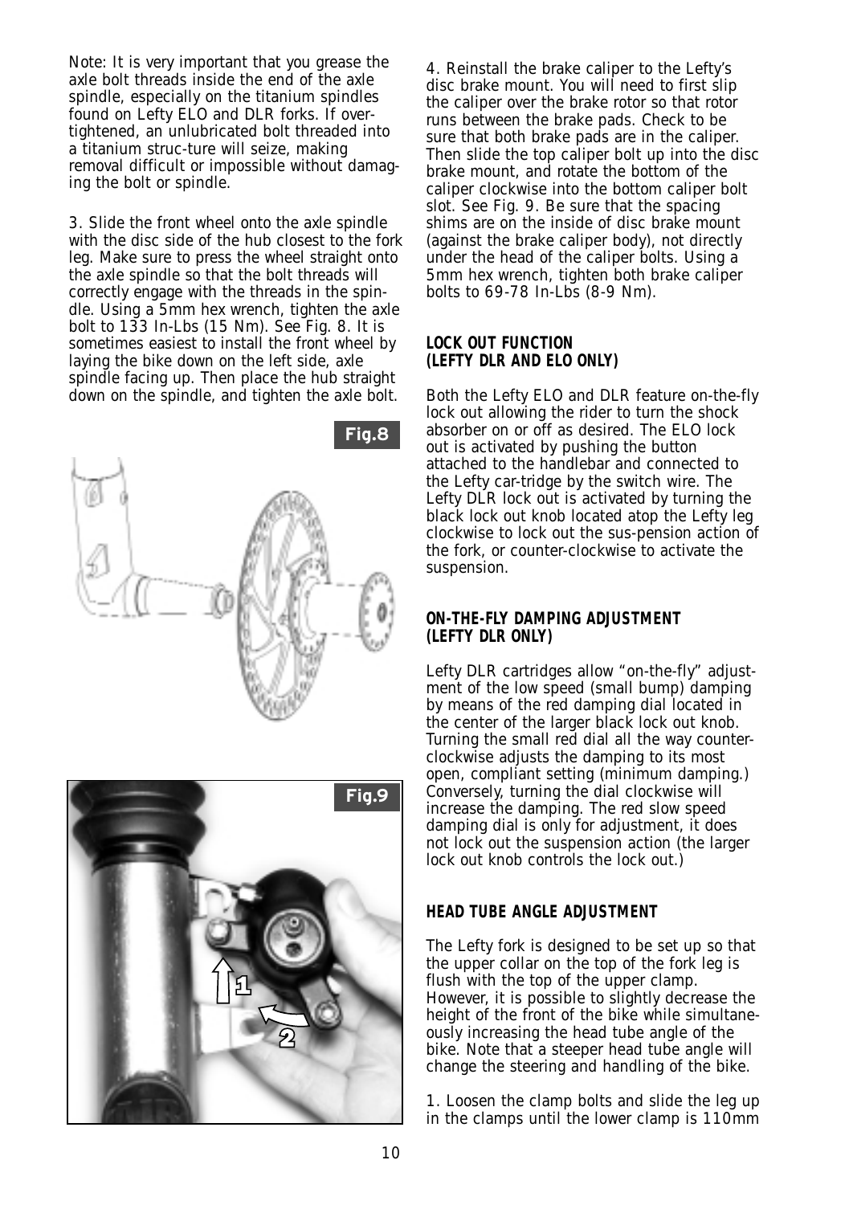Note: It is very important that you grease the axle bolt threads inside the end of the axle spindle, especially on the titanium spindles found on Lefty ELO and DLR forks. If over-tightened, an unlubricated bolt threaded into a titanium struc-ture will seize, making removal difficult or impossible without damag-ing the bolt or spindle.

3. Slide the front wheel onto the axle spindle with the disc side of the hub closest to the fork leg. Make sure to press the wheel straight onto the axle spindle so that the bolt threads will correctly engage with the threads in the spin-dle. Using a 5mm hex wrench, tighten the axle bolt to 133 In-Lbs (15 Nm). See Fig. 8. It is sometimes easiest to install the front wheel by laying the bike down on the left side, axle spindle facing up. Then place the hub straight down on the spindle, and tighten the axle bolt.

Fig.8

Fig.9

4. Reinstall the brake caliper to the Lefty's disc brake mount. You will need to first slip the caliper over the brake rotor so that rotor runs between the brake pads. Check to be sure that both brake pads are in the caliper. Then slide the top caliper bolt up into the disc brake mount, and rotate the bottom of the caliper clockwise into the bottom caliper bolt slot. See Fig. 9. Be sure that the spacing shims are on the inside of disc brake mount (against the brake caliper body), not directly under the head of the caliper bolts. Using a 5mm hex wrench, tighten both brake caliper bolts to 69-78 In-Lbs (8-9 Nm).

**LOCK OUT FUNCTION (LEFTY DLR AND ELO ONLY)**

Both the Lefty ELO and DLR feature on-the-fly lock out allowing the rider to turn the shock absorber on or off as desired. The ELO lock out is activated by pushing the button attached to the handlebar and connected to the Lefty car-tridge by the switch wire. The Lefty DLR lock out is activated by turning the black lock out knob located atop the Lefty leg clockwise to lock out the sus-pension action of the fork, or counter-clockwise to activate the suspension.

**ON-THE-FLY DAMPING ADJUSTMENT (LEFTY DLR ONLY)**

Lefty DLR cartridges allow "on-the-fly" adjust-ment of the low speed (small bump) damping by means of the red damping dial located in the center of the larger black lock out knob. Turning the small red dial all the way counter-clockwise adjusts the damping to its most open, compliant setting (minimum damping.) Conversely, turning the dial clockwise will increase the damping. The red slow speed damping dial is only for adjustment, it does not lock out the suspension action (the larger lock out knob controls the lock out.)

**HEAD TUBE ANGLE ADJUSTMENT**

The Lefty fork is designed to be set up so that the upper collar on the top of the fork leg is flush with the top of the upper clamp. However, it is possible to slightly decrease the height of the front of the bike while simultane-ously increasing the head tube angle of the bike. Note that a steeper head tube angle will change the steering and handling of the bike.

1. Loosen the clamp bolts and slide the leg up in the clamps until the lower clamp is 110mm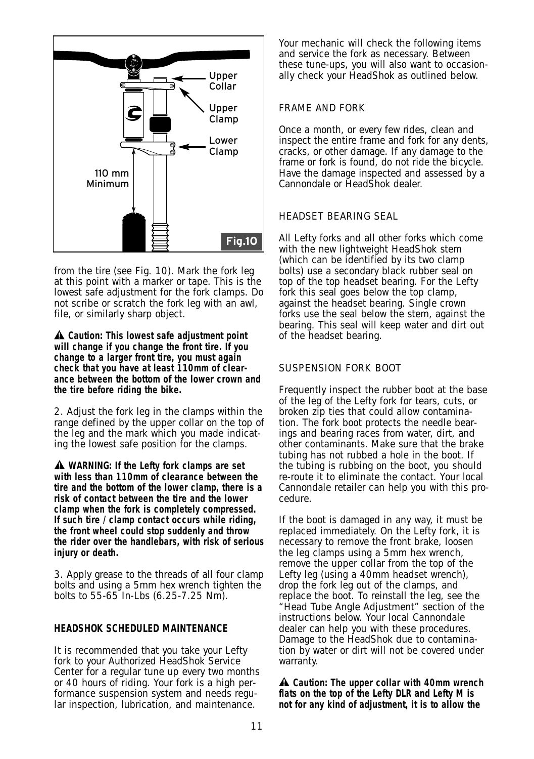from the tire (see Fig. 10). Mark the fork leg at this point with a marker or tape. This is the lowest safe adjustment for the fork clamps. Do not scribe or scratch the fork leg with an awl, file, or similarly sharp object.

**⚠ Caution: This lowest safe adjustment point will change if you change the front tire. If you change to a larger front tire, you must again check that you have at least 110mm of clearance between the bottom of the lower crown and the tire before riding the bike.**

2. Adjust the fork leg in the clamps within the range defined by the upper collar on the top of the leg and the mark which you made indicating the lowest safe position for the clamps.

**⚠ WARNING: If the Lefty fork clamps are set with less than 110mm of clearance between the tire and the bottom of the lower clamp, there is a risk of contact between the tire and the lower clamp when the fork is completely compressed. If such tire / clamp contact occurs while riding, the front wheel could stop suddenly and throw the rider over the handlebars, with risk of serious injury or death.**

3. Apply grease to the threads of all four clamp bolts and using a 5mm hex wrench tighten the bolts to 55-65 In-Lbs (6.25-7.25 Nm).

### HEADSHOK SCHEDULED MAINTENANCE

It is recommended that you take your Lefty fork to your Authorized HeadShok Service Center for a regular tune up every two months or 40 hours of riding. Your fork is a high performance suspension system and needs regular inspection, lubrication, and maintenance.

Your mechanic will check the following items and service the fork as necessary. Between these tune-ups, you will also want to occasionally check your HeadShok as outlined below.

#### FRAME AND FORK

Once a month, or every few rides, clean and inspect the entire frame and fork for any dents, cracks, or other damage. If any damage to the frame or fork is found, do not ride the bicycle. Have the damage inspected and assessed by a Cannondale or HeadShok dealer.

#### HEADSET BEARING SEAL

All Lefty forks and all other forks which come with the new lightweight HeadShok stem (which can be identified by its two clamp bolts) use a secondary black rubber seal on top of the top headset bearing. For the Lefty fork this seal goes below the top clamp, against the headset bearing. Single crown forks use the seal below the stem, against the bearing. This seal will keep water and dirt out of the headset bearing.

#### SUSPENSION FORK BOOT

Frequently inspect the rubber boot at the base of the leg of the Lefty fork for tears, cuts, or broken zip ties that could allow contamination. The fork boot protects the needle bearings and bearing races from water, dirt, and other contaminants. Make sure that the brake tubing has not rubbed a hole in the boot. If the tubing is rubbing on the boot, you should re-route it to eliminate the contact. Your local Cannondale retailer can help you with this procedure.

If the boot is damaged in any way, it must be replaced immediately. On the Lefty fork, it is necessary to remove the front brake, loosen the leg clamps using a 5mm hex wrench, remove the upper collar from the top of the Lefty leg (using a 40mm headset wrench), drop the fork leg out of the clamps, and replace the boot. To reinstall the leg, see the "Head Tube Angle Adjustment" section of the instructions below. Your local Cannondale dealer can help you with these procedures. Damage to the HeadShok due to contamination by water or dirt will not be covered under warranty.

**⚠ Caution: The upper collar with 40mm wrench flats on the top of the Lefty DLR and Lefty M is not for any kind of adjustment, it is to allow the**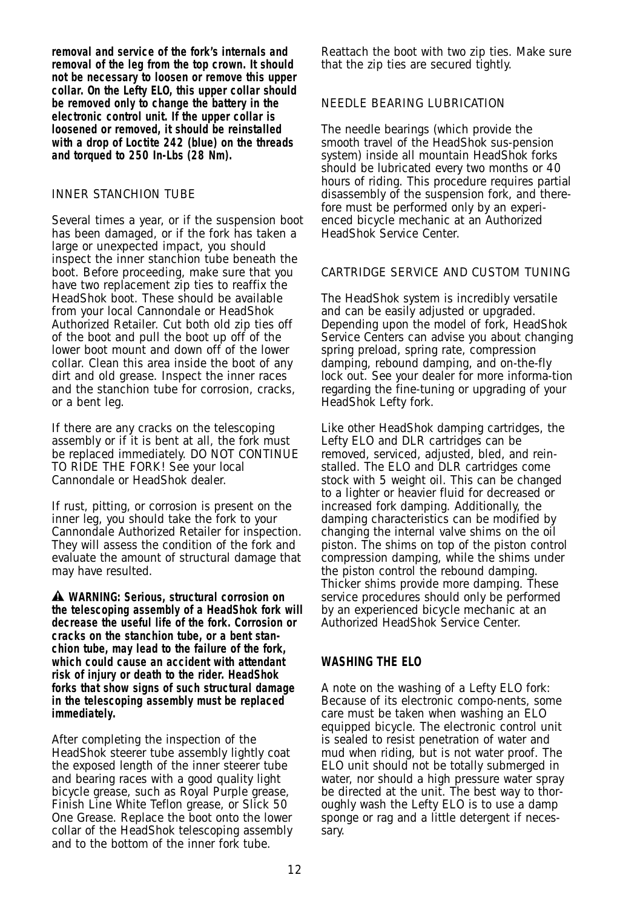**removal and service of the fork's internals and removal of the leg from the top crown. It should not be necessary to loosen or remove this upper collar. On the Lefty ELO, this upper collar should be removed only to change the battery in the electronic control unit. If the upper collar is loosened or removed, it should be reinstalled with a drop of Loctite 242 (blue) on the threads and torqued to 250 In-Lbs (28 Nm).**

INNER STANCHION TUBE

Several times a year, or if the suspension boot has been damaged, or if the fork has taken a large or unexpected impact, you should inspect the inner stanchion tube beneath the boot. Before proceeding, make sure that you have two replacement zip ties to reaffix the HeadShok boot. These should be available from your local Cannondale or HeadShok Authorized Retailer. Cut both old zip ties off of the boot and pull the boot up off of the lower boot mount and down off of the lower collar. Clean this area inside the boot of any dirt and old grease. Inspect the inner races and the stanchion tube for corrosion, cracks, or a bent leg.

If there are any cracks on the telescoping assembly or if it is bent at all, the fork must be replaced immediately. DO NOT CONTINUE TO RIDE THE FORK! See your local Cannondale or HeadShok dealer.

If rust, pitting, or corrosion is present on the inner leg, you should take the fork to your Cannondale Authorized Retailer for inspection. They will assess the condition of the fork and evaluate the amount of structural damage that may have resulted.

**⚠ WARNING: Serious, structural corrosion on the telescoping assembly of a HeadShok fork will decrease the useful life of the fork. Corrosion or cracks on the stanchion tube, or a bent stanchion tube, may lead to the failure of the fork, which could cause an accident with attendant risk of injury or death to the rider. HeadShok forks that show signs of such structural damage in the telescoping assembly must be replaced immediately.**

After completing the inspection of the HeadShok steerer tube assembly lightly coat the exposed length of the inner steerer tube and bearing races with a good quality light bicycle grease, such as Royal Purple grease, Finish Line White Teflon grease, or Slick 50 One Grease. Replace the boot onto the lower collar of the HeadShok telescoping assembly and to the bottom of the inner fork tube. Reattach the boot with two zip ties. Make sure that the zip ties are secured tightly.

NEEDLE BEARING LUBRICATION

The needle bearings (which provide the smooth travel of the HeadShok suspension system) inside all mountain HeadShok forks should be lubricated every two months or 40 hours of riding. This procedure requires partial disassembly of the suspension fork, and therefore must be performed only by an experienced bicycle mechanic at an Authorized HeadShok Service Center.

CARTRIDGE SERVICE AND CUSTOM TUNING

The HeadShok system is incredibly versatile and can be easily adjusted or upgraded. Depending upon the model of fork, HeadShok Service Centers can advise you about changing spring preload, spring rate, compression damping, rebound damping, and on-the-fly lock out. See your dealer for more information regarding the fine-tuning or upgrading of your HeadShok Lefty fork.

Like other HeadShok damping cartridges, the Lefty ELO and DLR cartridges can be removed, serviced, adjusted, bled, and reinstalled. The ELO and DLR cartridges come stock with 5 weight oil. This can be changed to a lighter or heavier fluid for decreased or increased fork damping. Additionally, the damping characteristics can be modified by changing the internal valve shims on the oil piston. The shims on top of the piston control compression damping, while the shims under the piston control the rebound damping. Thicker shims provide more damping. These service procedures should only be performed by an experienced bicycle mechanic at an Authorized HeadShok Service Center.

**WASHING THE ELO**

A note on the washing of a Lefty ELO fork: Because of its electronic components, some care must be taken when washing an ELO equipped bicycle. The electronic control unit is sealed to resist penetration of water and mud when riding, but is not water proof. The ELO unit should not be totally submerged in water, nor should a high pressure water spray be directed at the unit. The best way to thoroughly wash the Lefty ELO is to use a damp sponge or rag and a little detergent if necessary.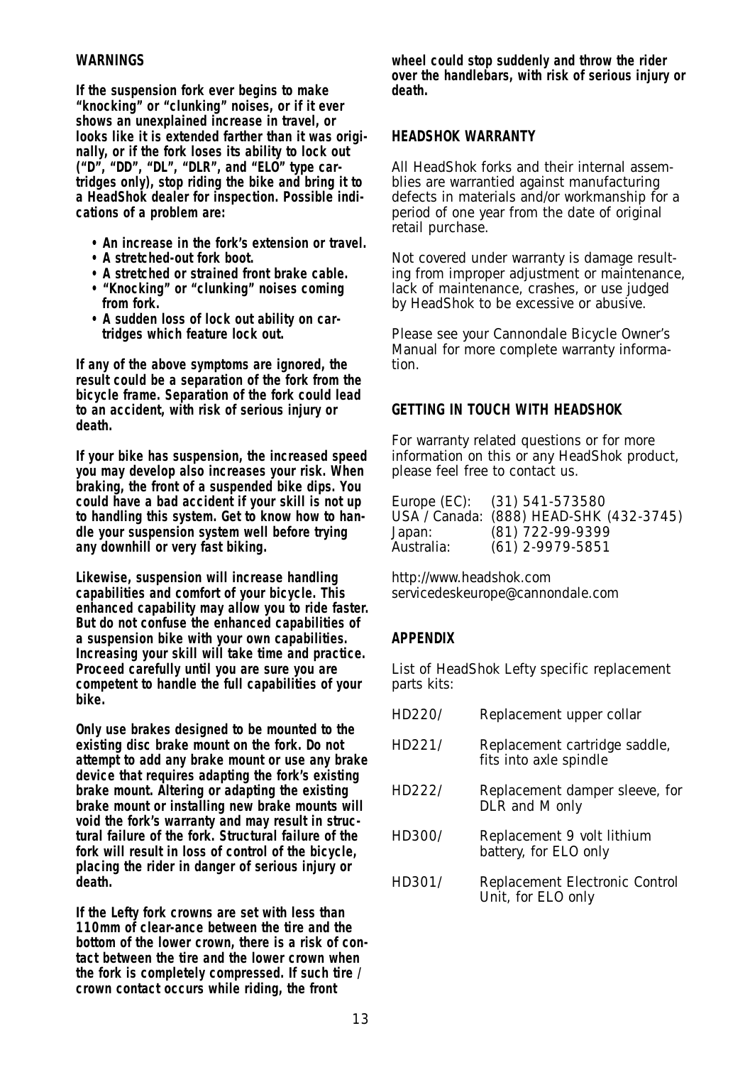### WARNINGS

**If the suspension fork ever begins to make "knocking" or "clunking" noises, or if it ever shows an unexplained increase in travel, or looks like it is extended farther than it was originally, or if the fork loses its ability to lock out ("D", "DD", "DL", "DLR", and "ELO" type cartridges only), stop riding the bike and bring it to a HeadShok dealer for inspection. Possible indications of a problem are:**

- **An increase in the fork's extension or travel.**
- **A stretched-out fork boot.**
- **A stretched or strained front brake cable.**
- **"Knocking" or "clunking" noises coming from fork.**
- **A sudden loss of lock out ability on cartridges which feature lock out.**

**If any of the above symptoms are ignored, the result could be a separation of the fork from the bicycle frame. Separation of the fork could lead to an accident, with risk of serious injury or death.**

**If your bike has suspension, the increased speed you may develop also increases your risk. When braking, the front of a suspended bike dips. You could have a bad accident if your skill is not up to handling this system. Get to know how to handle your suspension system well before trying any downhill or very fast biking.**

**Likewise, suspension will increase handling capabilities and comfort of your bicycle. This enhanced capability may allow you to ride faster. But do not confuse the enhanced capabilities of a suspension bike with your own capabilities. Increasing your skill will take time and practice. Proceed carefully until you are sure you are competent to handle the full capabilities of your bike.**

**Only use brakes designed to be mounted to the existing disc brake mount on the fork. Do not attempt to add any brake mount or use any brake device that requires adapting the fork's existing brake mount. Altering or adapting the existing brake mount or installing new brake mounts will void the fork's warranty and may result in structural failure of the fork. Structural failure of the fork will result in loss of control of the bicycle, placing the rider in danger of serious injury or death.**

**If the Lefty fork crowns are set with less than 110mm of clear-ance between the tire and the bottom of the lower crown, there is a risk of contact between the tire and the lower crown when the fork is completely compressed. If such tire / crown contact occurs while riding, the front wheel could stop suddenly and throw the rider over the handlebars, with risk of serious injury or death.**

### HEADSHOK WARRANTY

All HeadShok forks and their internal assemblies are warrantied against manufacturing defects in materials and/or workmanship for a period of one year from the date of original retail purchase.

Not covered under warranty is damage resulting from improper adjustment or maintenance, lack of maintenance, crashes, or use judged by HeadShok to be excessive or abusive.

Please see your Cannondale Bicycle Owner's Manual for more complete warranty information.

### GETTING IN TOUCH WITH HEADSHOK

For warranty related questions or for more information on this or any HeadShok product, please feel free to contact us.

Europe (EC): (31) 541-573580
USA / Canada: (888) HEAD-SHK (432-3745)
Japan: (81) 722-99-9399
Australia: (61) 2-9979-5851

http://www.headshok.com
servicedeskeurope@cannondale.com

### APPENDIX

List of HeadShok Lefty specific replacement parts kits:

| | |
|---|---|
| HD220/ | Replacement upper collar |
| HD221/ | Replacement cartridge saddle, fits into axle spindle |
| HD222/ | Replacement damper sleeve, for DLR and M only |
| HD300/ | Replacement 9 volt lithium battery, for ELO only |
| HD301/ | Replacement Electronic Control Unit, for ELO only |